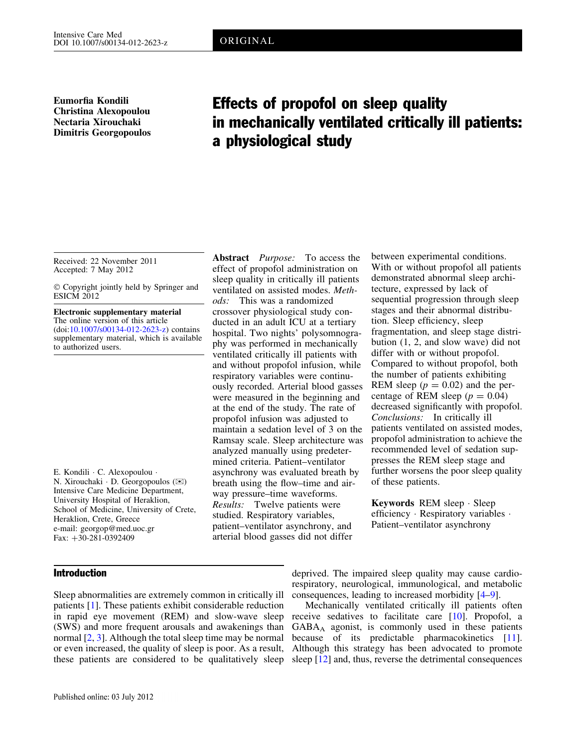ORIGINAL

**Eumorfia Kondili**
**Christina Alexopoulou**
**Nectaria Xirouchaki**
**Dimitris Georgopoulos**

# Effects of propofol on sleep quality in mechanically ventilated critically ill patients: a physiological study

Received: 22 November 2011
Accepted: 7 May 2012

© Copyright jointly held by Springer and ESICM 2012

**Electronic supplementary material**
The online version of this article (doi:10.1007/s00134-012-2623-z) contains supplementary material, which is available to authorized users.

E. Kondili · C. Alexopoulou · N. Xirouchaki · D. Georgopoulos (✉)
Intensive Care Medicine Department, University Hospital of Heraklion, School of Medicine, University of Crete, Heraklion, Crete, Greece
e-mail: georgop@med.uoc.gr
Fax: +30-281-0392409

**Abstract** *Purpose:* To access the effect of propofol administration on sleep quality in critically ill patients ventilated on assisted modes. *Methods:* This was a randomized crossover physiological study conducted in an adult ICU at a tertiary hospital. Two nights' polysomnography was performed in mechanically ventilated critically ill patients with and without propofol infusion, while respiratory variables were continuously recorded. Arterial blood gasses were measured in the beginning and at the end of the study. The rate of propofol infusion was adjusted to maintain a sedation level of 3 on the Ramsay scale. Sleep architecture was analyzed manually using predetermined criteria. Patient–ventilator asynchrony was evaluated breath by breath using the flow–time and airway pressure–time waveforms. *Results:* Twelve patients were studied. Respiratory variables, patient–ventilator asynchrony, and arterial blood gasses did not differ between experimental conditions. With or without propofol all patients demonstrated abnormal sleep architecture, expressed by lack of sequential progression through sleep stages and their abnormal distribution. Sleep efficiency, sleep fragmentation, and sleep stage distribution (1, 2, and slow wave) did not differ with or without propofol. Compared to without propofol, both the number of patients exhibiting REM sleep ($p = 0.02$) and the percentage of REM sleep ($p = 0.04$) decreased significantly with propofol. *Conclusions:* In critically ill patients ventilated on assisted modes, propofol administration to achieve the recommended level of sedation suppresses the REM sleep stage and further worsens the poor sleep quality of these patients.

**Keywords** REM sleep · Sleep efficiency · Respiratory variables · Patient–ventilator asynchrony

## Introduction

Sleep abnormalities are extremely common in critically ill patients [1]. These patients exhibit considerable reduction in rapid eye movement (REM) and slow-wave sleep (SWS) and more frequent arousals and awakenings than normal [2, 3]. Although the total sleep time may be normal or even increased, the quality of sleep is poor. As a result, these patients are considered to be qualitatively sleep deprived. The impaired sleep quality may cause cardiorespiratory, neurological, immunological, and metabolic consequences, leading to increased morbidity [4–9].

Mechanically ventilated critically ill patients often receive sedatives to facilitate care [10]. Propofol, a $GABA_A$ agonist, is commonly used in these patients because of its predictable pharmacokinetics [11]. Although this strategy has been advocated to promote sleep [12] and, thus, reverse the detrimental consequences

Published online: 03 July 2012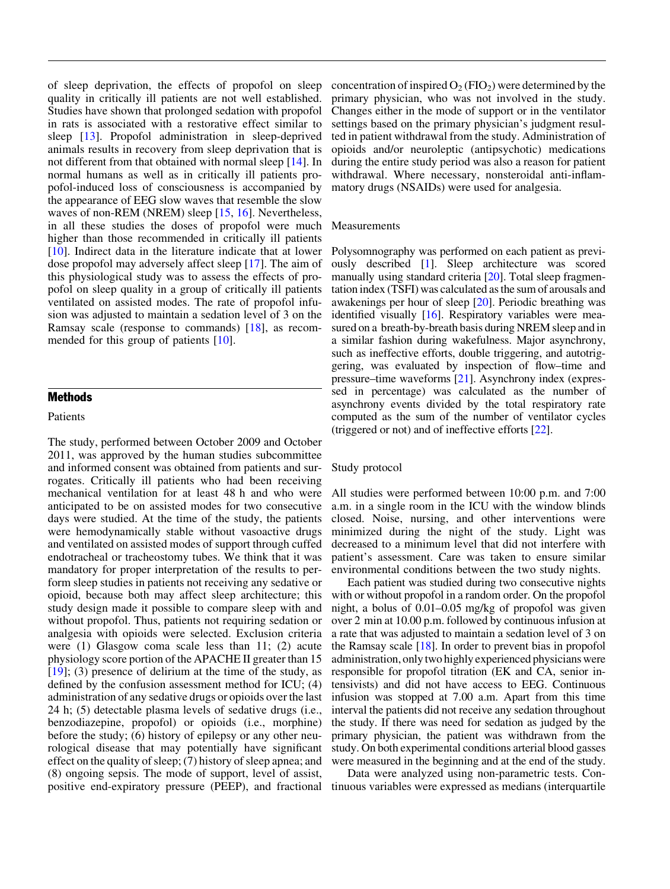of sleep deprivation, the effects of propofol on sleep quality in critically ill patients are not well established. Studies have shown that prolonged sedation with propofol in rats is associated with a restorative effect similar to sleep [13]. Propofol administration in sleep-deprived animals results in recovery from sleep deprivation that is not different from that obtained with normal sleep [14]. In normal humans as well as in critically ill patients propofol-induced loss of consciousness is accompanied by the appearance of EEG slow waves that resemble the slow waves of non-REM (NREM) sleep [15, 16]. Nevertheless, in all these studies the doses of propofol were much higher than those recommended in critically ill patients [10]. Indirect data in the literature indicate that at lower dose propofol may adversely affect sleep [17]. The aim of this physiological study was to assess the effects of propofol on sleep quality in a group of critically ill patients ventilated on assisted modes. The rate of propofol infusion was adjusted to maintain a sedation level of 3 on the Ramsay scale (response to commands) [18], as recommended for this group of patients [10].

## Methods

### Patients

The study, performed between October 2009 and October 2011, was approved by the human studies subcommittee and informed consent was obtained from patients and surrogates. Critically ill patients who had been receiving mechanical ventilation for at least 48 h and who were anticipated to be on assisted modes for two consecutive days were studied. At the time of the study, the patients were hemodynamically stable without vasoactive drugs and ventilated on assisted modes of support through cuffed endotracheal or tracheostomy tubes. We think that it was mandatory for proper interpretation of the results to perform sleep studies in patients not receiving any sedative or opioid, because both may affect sleep architecture; this study design made it possible to compare sleep with and without propofol. Thus, patients not requiring sedation or analgesia with opioids were selected. Exclusion criteria were (1) Glasgow coma scale less than 11; (2) acute physiology score portion of the APACHE II greater than 15 [19]; (3) presence of delirium at the time of the study, as defined by the confusion assessment method for ICU; (4) administration of any sedative drugs or opioids over the last 24 h; (5) detectable plasma levels of sedative drugs (i.e., benzodiazepine, propofol) or opioids (i.e., morphine) before the study; (6) history of epilepsy or any other neurological disease that may potentially have significant effect on the quality of sleep; (7) history of sleep apnea; and (8) ongoing sepsis. The mode of support, level of assist, positive end-expiratory pressure (PEEP), and fractional concentration of inspired $O_2$ ($FIO_2$) were determined by the primary physician, who was not involved in the study. Changes either in the mode of support or in the ventilator settings based on the primary physician's judgment resulted in patient withdrawal from the study. Administration of opioids and/or neuroleptic (antipsychotic) medications during the entire study period was also a reason for patient withdrawal. Where necessary, nonsteroidal anti-inflammatory drugs (NSAIDs) were used for analgesia.

### Measurements

Polysomnography was performed on each patient as previously described [1]. Sleep architecture was scored manually using standard criteria [20]. Total sleep fragmentation index (TSFI) was calculated as the sum of arousals and awakenings per hour of sleep [20]. Periodic breathing was identified visually [16]. Respiratory variables were measured on a breath-by-breath basis during NREM sleep and in a similar fashion during wakefulness. Major asynchrony, such as ineffective efforts, double triggering, and autotriggering, was evaluated by inspection of flow–time and pressure–time waveforms [21]. Asynchrony index (expressed in percentage) was calculated as the number of asynchrony events divided by the total respiratory rate computed as the sum of the number of ventilator cycles (triggered or not) and of ineffective efforts [22].

### Study protocol

All studies were performed between 10:00 p.m. and 7:00 a.m. in a single room in the ICU with the window blinds closed. Noise, nursing, and other interventions were minimized during the night of the study. Light was decreased to a minimum level that did not interfere with patient's assessment. Care was taken to ensure similar environmental conditions between the two study nights.

Each patient was studied during two consecutive nights with or without propofol in a random order. On the propofol night, a bolus of 0.01–0.05 mg/kg of propofol was given over 2 min at 10.00 p.m. followed by continuous infusion at a rate that was adjusted to maintain a sedation level of 3 on the Ramsay scale [18]. In order to prevent bias in propofol administration, only two highly experienced physicians were responsible for propofol titration (EK and CA, senior intensivists) and did not have access to EEG. Continuous infusion was stopped at 7.00 a.m. Apart from this time interval the patients did not receive any sedation throughout the study. If there was need for sedation as judged by the primary physician, the patient was withdrawn from the study. On both experimental conditions arterial blood gasses were measured in the beginning and at the end of the study.

Data were analyzed using non-parametric tests. Continuous variables were expressed as medians (interquartile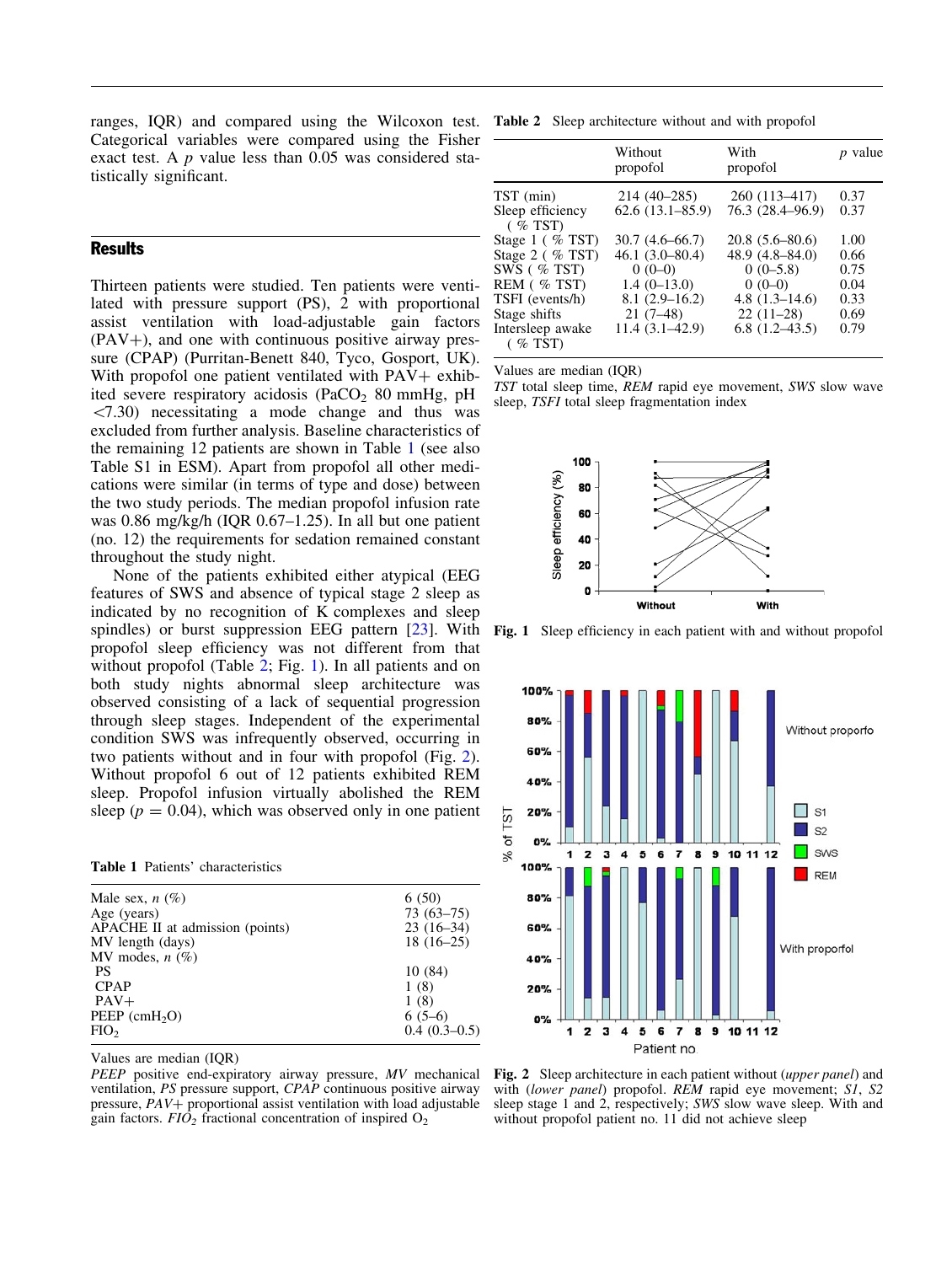ranges, IQR) and compared using the Wilcoxon test. Categorical variables were compared using the Fisher exact test. A $p$ value less than 0.05 was considered statistically significant.

## Results

Thirteen patients were studied. Ten patients were ventilated with pressure support (PS), 2 with proportional assist ventilation with load-adjustable gain factors (PAV+), and one with continuous positive airway pressure (CPAP) (Purritan-Benett 840, Tyco, Gosport, UK). With propofol one patient ventilated with PAV+ exhibited severe respiratory acidosis ($PaCO_2$ 80 mmHg, pH <7.30) necessitating a mode change and thus was excluded from further analysis. Baseline characteristics of the remaining 12 patients are shown in Table 1 (see also Table S1 in ESM). Apart from propofol all other medications were similar (in terms of type and dose) between the two study periods. The median propofol infusion rate was 0.86 mg/kg/h (IQR 0.67–1.25). In all but one patient (no. 12) the requirements for sedation remained constant throughout the study night.

None of the patients exhibited either atypical (EEG features of SWS and absence of typical stage 2 sleep as indicated by no recognition of K complexes and sleep spindles) or burst suppression EEG pattern [23]. With propofol sleep efficiency was not different from that without propofol (Table 2; Fig. 1). In all patients and on both study nights abnormal sleep architecture was observed consisting of a lack of sequential progression through sleep stages. Independent of the experimental condition SWS was infrequently observed, occurring in two patients without and in four with propofol (Fig. 2). Without propofol 6 out of 12 patients exhibited REM sleep. Propofol infusion virtually abolished the REM sleep ($p = 0.04$), which was observed only in one patient

**Table 1** Patients' characteristics

| | |
|---|---|
| Male sex, $n$ (%) | 6 (50) |
| Age (years) | 73 (63–75) |
| APACHE II at admission (points) | 23 (16–34) |
| MV length (days) | 18 (16–25) |
| MV modes, $n$ (%) | |
| PS | 10 (84) |
| CPAP | 1 (8) |
| PAV+ | 1 (8) |
| PEEP ($cmH_2O$) | 6 (5–6) |
| $FIO_2$ | 0.4 (0.3–0.5) |

Values are median (IQR)

*PEEP* positive end-expiratory airway pressure, *MV* mechanical ventilation, *PS* pressure support, *CPAP* continuous positive airway pressure, *PAV+* proportional assist ventilation with load adjustable gain factors. $FIO_2$ fractional concentration of inspired $O_2$

**Table 2** Sleep architecture without and with propofol

| | Without propofol | With propofol | $p$ value |
|---|---|---|---|
| TST (min) | 214 (40–285) | 260 (113–417) | 0.37 |
| Sleep efficiency (% TST) | 62.6 (13.1–85.9) | 76.3 (28.4–96.9) | 0.37 |
| Stage 1 (% TST) | 30.7 (4.6–66.7) | 20.8 (5.6–80.6) | 1.00 |
| Stage 2 (% TST) | 46.1 (3.0–80.4) | 48.9 (4.8–84.0) | 0.66 |
| SWS (% TST) | 0 (0–0) | 0 (0–5.8) | 0.75 |
| REM (% TST) | 1.4 (0–13.0) | 0 (0–0) | 0.04 |
| TSFI (events/h) | 8.1 (2.9–16.2) | 4.8 (1.3–14.6) | 0.33 |
| Stage shifts | 21 (7–48) | 22 (11–28) | 0.69 |
| Intersleep awake (% TST) | 11.4 (3.1–42.9) | 6.8 (1.2–43.5) | 0.79 |

Values are median (IQR)

*TST* total sleep time, *REM* rapid eye movement, *SWS* slow wave sleep, *TSFI* total sleep fragmentation index

**Fig. 1** Sleep efficiency in each patient with and without propofol

**Fig. 2** Sleep architecture in each patient without (*upper panel*) and with (*lower panel*) propofol. *REM* rapid eye movement; *S1*, *S2* sleep stage 1 and 2, respectively; *SWS* slow wave sleep. With and without propofol patient no. 11 did not achieve sleep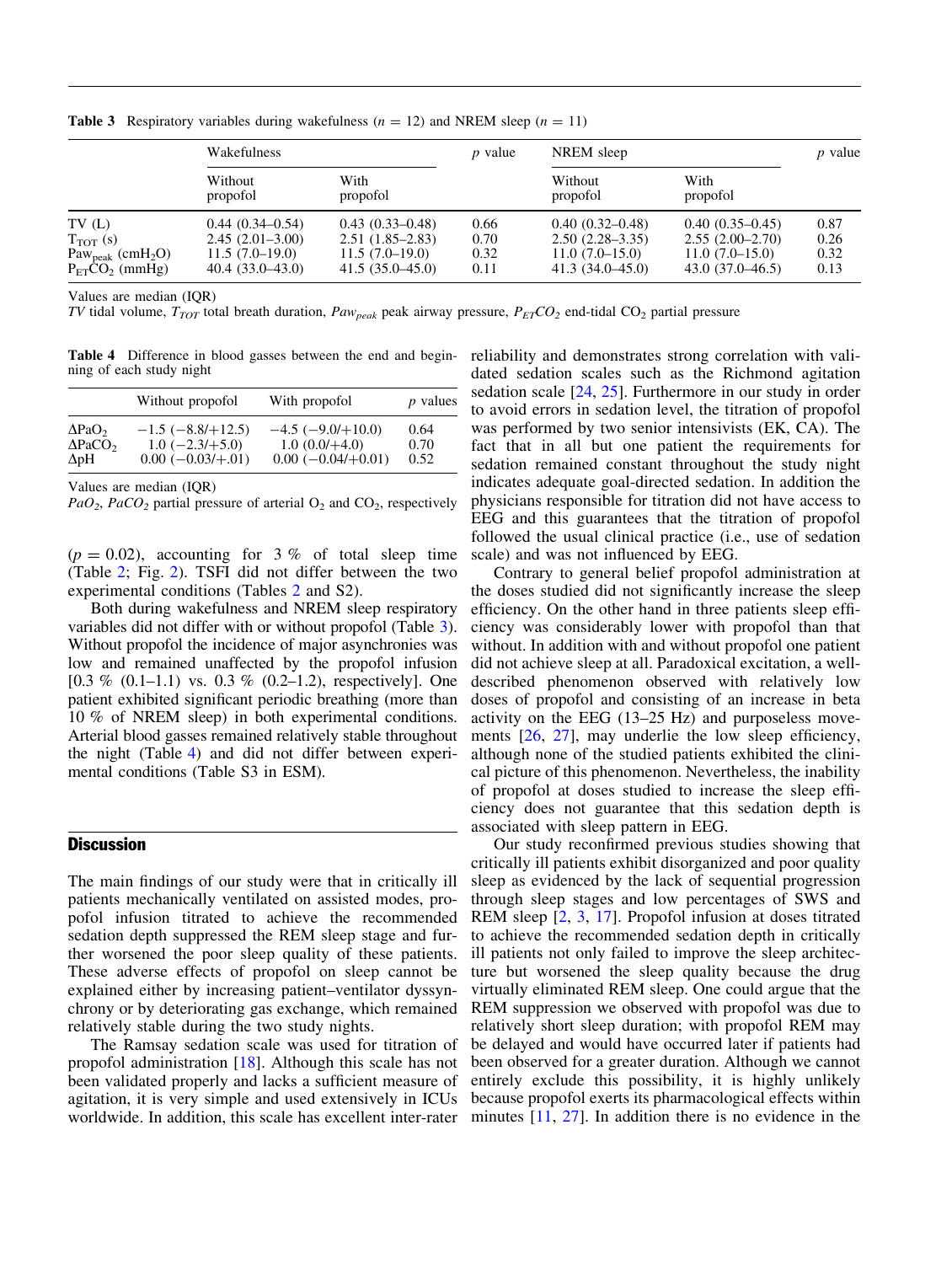**Table 3** Respiratory variables during wakefulness ($n = 12$) and NREM sleep ($n = 11$)

| | Wakefulness | | $p$ value | NREM sleep | | $p$ value |
|---|---|---|---|---|---|---|
| | Without propofol | With propofol | | Without propofol | With propofol | |
| TV (L) | 0.44 (0.34–0.54) | 0.43 (0.33–0.48) | 0.66 | 0.40 (0.32–0.48) | 0.40 (0.35–0.45) | 0.87 |
| $T_{TOT}$ (s) | 2.45 (2.01–3.00) | 2.51 (1.85–2.83) | 0.70 | 2.50 (2.28–3.35) | 2.55 (2.00–2.70) | 0.26 |
| $Paw_{peak}$ ($cmH_2O$) | 11.5 (7.0–19.0) | 11.5 (7.0–19.0) | 0.32 | 11.0 (7.0–15.0) | 11.0 (7.0–15.0) | 0.32 |
| $P_{ET}CO_2$ (mmHg) | 40.4 (33.0–43.0) | 41.5 (35.0–45.0) | 0.11 | 41.3 (34.0–45.0) | 43.0 (37.0–46.5) | 0.13 |

Values are median (IQR)

*TV* tidal volume, $T_{TOT}$ total breath duration, $Paw_{peak}$ peak airway pressure, $P_{ET}CO_2$ end-tidal $CO_2$ partial pressure

**Table 4** Difference in blood gasses between the end and beginning of each study night

| | Without propofol | With propofol | $p$ values |
|---|---|---|---|
| $\Delta PaO_2$ | −1.5 (−8.8/+12.5) | −4.5 (−9.0/+10.0) | 0.64 |
| $\Delta PaCO_2$ | 1.0 (−2.3/+5.0) | 1.0 (0.0/+4.0) | 0.70 |
| ΔpH | 0.00 (−0.03/+.01) | 0.00 (−0.04/+0.01) | 0.52 |

Values are median (IQR)

$PaO_2$, $PaCO_2$ partial pressure of arterial $O_2$ and $CO_2$, respectively

($p = 0.02$), accounting for 3 % of total sleep time (Table 2; Fig. 2). TSFI did not differ between the two experimental conditions (Tables 2 and S2).

Both during wakefulness and NREM sleep respiratory variables did not differ with or without propofol (Table 3). Without propofol the incidence of major asynchronies was low and remained unaffected by the propofol infusion [0.3 % (0.1–1.1) vs. 0.3 % (0.2–1.2), respectively]. One patient exhibited significant periodic breathing (more than 10 % of NREM sleep) in both experimental conditions. Arterial blood gasses remained relatively stable throughout the night (Table 4) and did not differ between experimental conditions (Table S3 in ESM).

## Discussion

The main findings of our study were that in critically ill patients mechanically ventilated on assisted modes, propofol infusion titrated to achieve the recommended sedation depth suppressed the REM sleep stage and further worsened the poor sleep quality of these patients. These adverse effects of propofol on sleep cannot be explained either by increasing patient–ventilator dyssynchrony or by deteriorating gas exchange, which remained relatively stable during the two study nights.

The Ramsay sedation scale was used for titration of propofol administration [18]. Although this scale has not been validated properly and lacks a sufficient measure of agitation, it is very simple and used extensively in ICUs worldwide. In addition, this scale has excellent inter-rater reliability and demonstrates strong correlation with validated sedation scales such as the Richmond agitation sedation scale [24, 25]. Furthermore in our study in order to avoid errors in sedation level, the titration of propofol was performed by two senior intensivists (EK, CA). The fact that in all but one patient the requirements for sedation remained constant throughout the study night indicates adequate goal-directed sedation. In addition the physicians responsible for titration did not have access to EEG and this guarantees that the titration of propofol followed the usual clinical practice (i.e., use of sedation scale) and was not influenced by EEG.

Contrary to general belief propofol administration at the doses studied did not significantly increase the sleep efficiency. On the other hand in three patients sleep efficiency was considerably lower with propofol than that without. In addition with and without propofol one patient did not achieve sleep at all. Paradoxical excitation, a well-described phenomenon observed with relatively low doses of propofol and consisting of an increase in beta activity on the EEG (13–25 Hz) and purposeless movements [26, 27], may underlie the low sleep efficiency, although none of the studied patients exhibited the clinical picture of this phenomenon. Nevertheless, the inability of propofol at doses studied to increase the sleep efficiency does not guarantee that this sedation depth is associated with sleep pattern in EEG.

Our study reconfirmed previous studies showing that critically ill patients exhibit disorganized and poor quality sleep as evidenced by the lack of sequential progression through sleep stages and low percentages of SWS and REM sleep [2, 3, 17]. Propofol infusion at doses titrated to achieve the recommended sedation depth in critically ill patients not only failed to improve the sleep architecture but worsened the sleep quality because the drug virtually eliminated REM sleep. One could argue that the REM suppression we observed with propofol was due to relatively short sleep duration; with propofol REM may be delayed and would have occurred later if patients had been observed for a greater duration. Although we cannot entirely exclude this possibility, it is highly unlikely because propofol exerts its pharmacological effects within minutes [11, 27]. In addition there is no evidence in the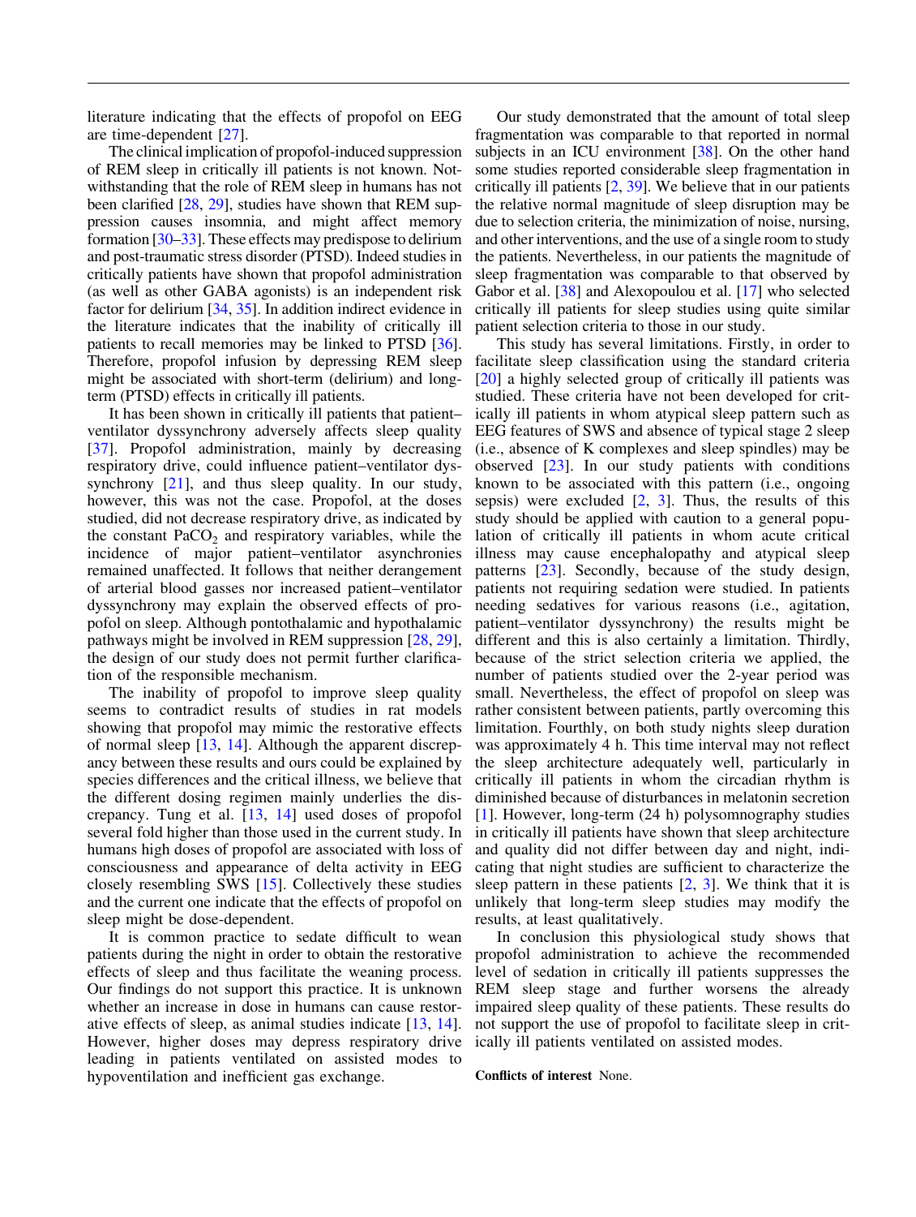literature indicating that the effects of propofol on EEG are time-dependent [27].

The clinical implication of propofol-induced suppression of REM sleep in critically ill patients is not known. Notwithstanding that the role of REM sleep in humans has not been clarified [28, 29], studies have shown that REM suppression causes insomnia, and might affect memory formation [30–33]. These effects may predispose to delirium and post-traumatic stress disorder (PTSD). Indeed studies in critically patients have shown that propofol administration (as well as other GABA agonists) is an independent risk factor for delirium [34, 35]. In addition indirect evidence in the literature indicates that the inability of critically ill patients to recall memories may be linked to PTSD [36]. Therefore, propofol infusion by depressing REM sleep might be associated with short-term (delirium) and long-term (PTSD) effects in critically ill patients.

It has been shown in critically ill patients that patient–ventilator dyssynchrony adversely affects sleep quality [37]. Propofol administration, mainly by decreasing respiratory drive, could influence patient–ventilator dyssynchrony [21], and thus sleep quality. In our study, however, this was not the case. Propofol, at the doses studied, did not decrease respiratory drive, as indicated by the constant $PaCO_2$ and respiratory variables, while the incidence of major patient–ventilator asynchronies remained unaffected. It follows that neither derangement of arterial blood gasses nor increased patient–ventilator dyssynchrony may explain the observed effects of propofol on sleep. Although pontothalamic and hypothalamic pathways might be involved in REM suppression [28, 29], the design of our study does not permit further clarification of the responsible mechanism.

The inability of propofol to improve sleep quality seems to contradict results of studies in rat models showing that propofol may mimic the restorative effects of normal sleep [13, 14]. Although the apparent discrepancy between these results and ours could be explained by species differences and the critical illness, we believe that the different dosing regimen mainly underlies the discrepancy. Tung et al. [13, 14] used doses of propofol several fold higher than those used in the current study. In humans high doses of propofol are associated with loss of consciousness and appearance of delta activity in EEG closely resembling SWS [15]. Collectively these studies and the current one indicate that the effects of propofol on sleep might be dose-dependent.

It is common practice to sedate difficult to wean patients during the night in order to obtain the restorative effects of sleep and thus facilitate the weaning process. Our findings do not support this practice. It is unknown whether an increase in dose in humans can cause restorative effects of sleep, as animal studies indicate [13, 14]. However, higher doses may depress respiratory drive leading in patients ventilated on assisted modes to hypoventilation and inefficient gas exchange.

Our study demonstrated that the amount of total sleep fragmentation was comparable to that reported in normal subjects in an ICU environment [38]. On the other hand some studies reported considerable sleep fragmentation in critically ill patients [2, 39]. We believe that in our patients the relative normal magnitude of sleep disruption may be due to selection criteria, the minimization of noise, nursing, and other interventions, and the use of a single room to study the patients. Nevertheless, in our patients the magnitude of sleep fragmentation was comparable to that observed by Gabor et al. [38] and Alexopoulou et al. [17] who selected critically ill patients for sleep studies using quite similar patient selection criteria to those in our study.

This study has several limitations. Firstly, in order to facilitate sleep classification using the standard criteria [20] a highly selected group of critically ill patients was studied. These criteria have not been developed for critically ill patients in whom atypical sleep pattern such as EEG features of SWS and absence of typical stage 2 sleep (i.e., absence of K complexes and sleep spindles) may be observed [23]. In our study patients with conditions known to be associated with this pattern (i.e., ongoing sepsis) were excluded [2, 3]. Thus, the results of this study should be applied with caution to a general population of critically ill patients in whom acute critical illness may cause encephalopathy and atypical sleep patterns [23]. Secondly, because of the study design, patients not requiring sedation were studied. In patients needing sedatives for various reasons (i.e., agitation, patient–ventilator dyssynchrony) the results might be different and this is also certainly a limitation. Thirdly, because of the strict selection criteria we applied, the number of patients studied over the 2-year period was small. Nevertheless, the effect of propofol on sleep was rather consistent between patients, partly overcoming this limitation. Fourthly, on both study nights sleep duration was approximately 4 h. This time interval may not reflect the sleep architecture adequately well, particularly in critically ill patients in whom the circadian rhythm is diminished because of disturbances in melatonin secretion [1]. However, long-term (24 h) polysomnography studies in critically ill patients have shown that sleep architecture and quality did not differ between day and night, indicating that night studies are sufficient to characterize the sleep pattern in these patients [2, 3]. We think that it is unlikely that long-term sleep studies may modify the results, at least qualitatively.

In conclusion this physiological study shows that propofol administration to achieve the recommended level of sedation in critically ill patients suppresses the REM sleep stage and further worsens the already impaired sleep quality of these patients. These results do not support the use of propofol to facilitate sleep in critically ill patients ventilated on assisted modes.

**Conflicts of interest** None.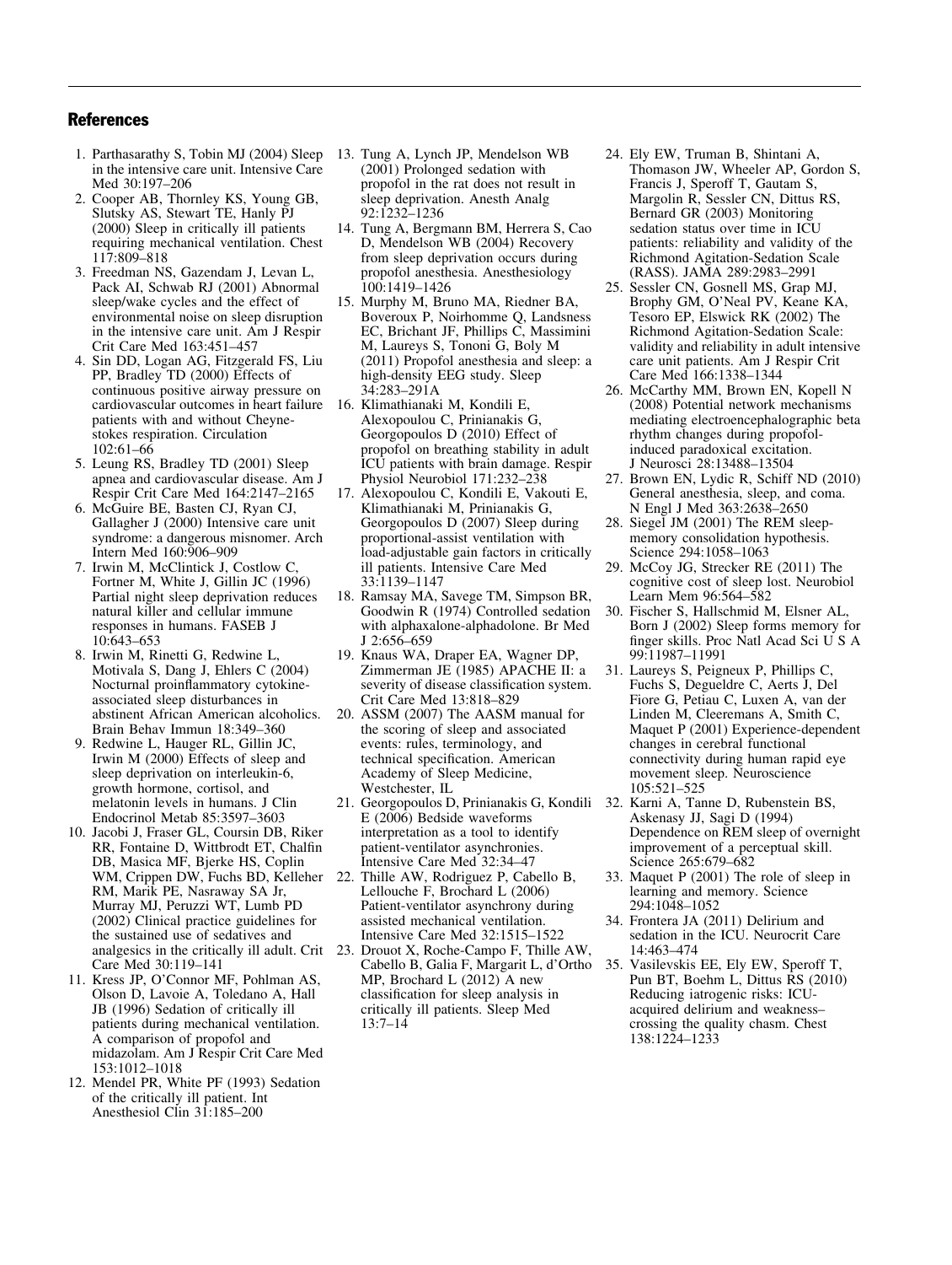## References

1. Parthasarathy S, Tobin MJ (2004) Sleep in the intensive care unit. Intensive Care Med 30:197–206
2. Cooper AB, Thornley KS, Young GB, Slutsky AS, Stewart TE, Hanly PJ (2000) Sleep in critically ill patients requiring mechanical ventilation. Chest 117:809–818
3. Freedman NS, Gazendam J, Levan L, Pack AI, Schwab RJ (2001) Abnormal sleep/wake cycles and the effect of environmental noise on sleep disruption in the intensive care unit. Am J Respir Crit Care Med 163:451–457
4. Sin DD, Logan AG, Fitzgerald FS, Liu PP, Bradley TD (2000) Effects of continuous positive airway pressure on cardiovascular outcomes in heart failure patients with and without Cheyne-stokes respiration. Circulation 102:61–66
5. Leung RS, Bradley TD (2001) Sleep apnea and cardiovascular disease. Am J Respir Crit Care Med 164:2147–2165
6. McGuire BE, Basten CJ, Ryan CJ, Gallagher J (2000) Intensive care unit syndrome: a dangerous misnomer. Arch Intern Med 160:906–909
7. Irwin M, McClintick J, Costlow C, Fortner M, White J, Gillin JC (1996) Partial night sleep deprivation reduces natural killer and cellular immune responses in humans. FASEB J 10:643–653
8. Irwin M, Rinetti G, Redwine L, Motivala S, Dang J, Ehlers C (2004) Nocturnal proinflammatory cytokine-associated sleep disturbances in abstinent African American alcoholics. Brain Behav Immun 18:349–360
9. Redwine L, Hauger RL, Gillin JC, Irwin M (2000) Effects of sleep and sleep deprivation on interleukin-6, growth hormone, cortisol, and melatonin levels in humans. J Clin Endocrinol Metab 85:3597–3603
10. Jacobi J, Fraser GL, Coursin DB, Riker RR, Fontaine D, Wittbrodt ET, Chalfin DB, Masica MF, Bjerke HS, Coplin WM, Crippen DW, Fuchs BD, Kelleher RM, Marik PE, Nasraway SA Jr, Murray MJ, Peruzzi WT, Lumb PD (2002) Clinical practice guidelines for the sustained use of sedatives and analgesics in the critically ill adult. Crit Care Med 30:119–141
11. Kress JP, O'Connor MF, Pohlman AS, Olson D, Lavoie A, Toledano A, Hall JB (1996) Sedation of critically ill patients during mechanical ventilation. A comparison of propofol and midazolam. Am J Respir Crit Care Med 153:1012–1018
12. Mendel PR, White PF (1993) Sedation of the critically ill patient. Int Anesthesiol Clin 31:185–200
13. Tung A, Lynch JP, Mendelson WB (2001) Prolonged sedation with propofol in the rat does not result in sleep deprivation. Anesth Analg 92:1232–1236
14. Tung A, Bergmann BM, Herrera S, Cao D, Mendelson WB (2004) Recovery from sleep deprivation occurs during propofol anesthesia. Anesthesiology 100:1419–1426
15. Murphy M, Bruno MA, Riedner BA, Boveroux P, Noirhomme Q, Landsness EC, Brichant JF, Phillips C, Massimini M, Laureys S, Tononi G, Boly M (2011) Propofol anesthesia and sleep: a high-density EEG study. Sleep 34:283–291A
16. Klimathianaki M, Kondili E, Alexopoulou C, Prinianakis G, Georgopoulos D (2010) Effect of propofol on breathing stability in adult ICU patients with brain damage. Respir Physiol Neurobiol 171:232–238
17. Alexopoulou C, Kondili E, Vakouti E, Klimathianaki M, Prinianakis G, Georgopoulos D (2007) Sleep during proportional-assist ventilation with load-adjustable gain factors in critically ill patients. Intensive Care Med 33:1139–1147
18. Ramsay MA, Savege TM, Simpson BR, Goodwin R (1974) Controlled sedation with alphaxalone-alphadolone. Br Med J 2:656–659
19. Knaus WA, Draper EA, Wagner DP, Zimmerman JE (1985) APACHE II: a severity of disease classification system. Crit Care Med 13:818–829
20. ASSM (2007) The AASM manual for the scoring of sleep and associated events: rules, terminology, and technical specification. American Academy of Sleep Medicine, Westchester, IL
21. Georgopoulos D, Prinianakis G, Kondili E (2006) Bedside waveforms interpretation as a tool to identify patient-ventilator asynchronies. Intensive Care Med 32:34–47
22. Thille AW, Rodriguez P, Cabello B, Lellouche F, Brochard L (2006) Patient-ventilator asynchrony during assisted mechanical ventilation. Intensive Care Med 32:1515–1522
23. Drouot X, Roche-Campo F, Thille AW, Cabello B, Galia F, Margarit L, d'Ortho MP, Brochard L (2012) A new classification for sleep analysis in critically ill patients. Sleep Med 13:7–14
24. Ely EW, Truman B, Shintani A, Thomason JW, Wheeler AP, Gordon S, Francis J, Speroff T, Gautam S, Margolin R, Sessler CN, Dittus RS, Bernard GR (2003) Monitoring sedation status over time in ICU patients: reliability and validity of the Richmond Agitation-Sedation Scale (RASS). JAMA 289:2983–2991
25. Sessler CN, Gosnell MS, Grap MJ, Brophy GM, O'Neal PV, Keane KA, Tesoro EP, Elswick RK (2002) The Richmond Agitation-Sedation Scale: validity and reliability in adult intensive care unit patients. Am J Respir Crit Care Med 166:1338–1344
26. McCarthy MM, Brown EN, Kopell N (2008) Potential network mechanisms mediating electroencephalographic beta rhythm changes during propofol-induced paradoxical excitation. J Neurosci 28:13488–13504
27. Brown EN, Lydic R, Schiff ND (2010) General anesthesia, sleep, and coma. N Engl J Med 363:2638–2650
28. Siegel JM (2001) The REM sleep-memory consolidation hypothesis. Science 294:1058–1063
29. McCoy JG, Strecker RE (2011) The cognitive cost of sleep lost. Neurobiol Learn Mem 96:564–582
30. Fischer S, Hallschmid M, Elsner AL, Born J (2002) Sleep forms memory for finger skills. Proc Natl Acad Sci U S A 99:11987–11991
31. Laureys S, Peigneux P, Phillips C, Fuchs S, Degueldre C, Aerts J, Del Fiore G, Petiau C, Luxen A, van der Linden M, Cleeremans A, Smith C, Maquet P (2001) Experience-dependent changes in cerebral functional connectivity during human rapid eye movement sleep. Neuroscience 105:521–525
32. Karni A, Tanne D, Rubenstein BS, Askenasy JJ, Sagi D (1994) Dependence on REM sleep of overnight improvement of a perceptual skill. Science 265:679–682
33. Maquet P (2001) The role of sleep in learning and memory. Science 294:1048–1052
34. Frontera JA (2011) Delirium and sedation in the ICU. Neurocrit Care 14:463–474
35. Vasilevskis EE, Ely EW, Speroff T, Pun BT, Boehm L, Dittus RS (2010) Reducing iatrogenic risks: ICU-acquired delirium and weakness–crossing the quality chasm. Chest 138:1224–1233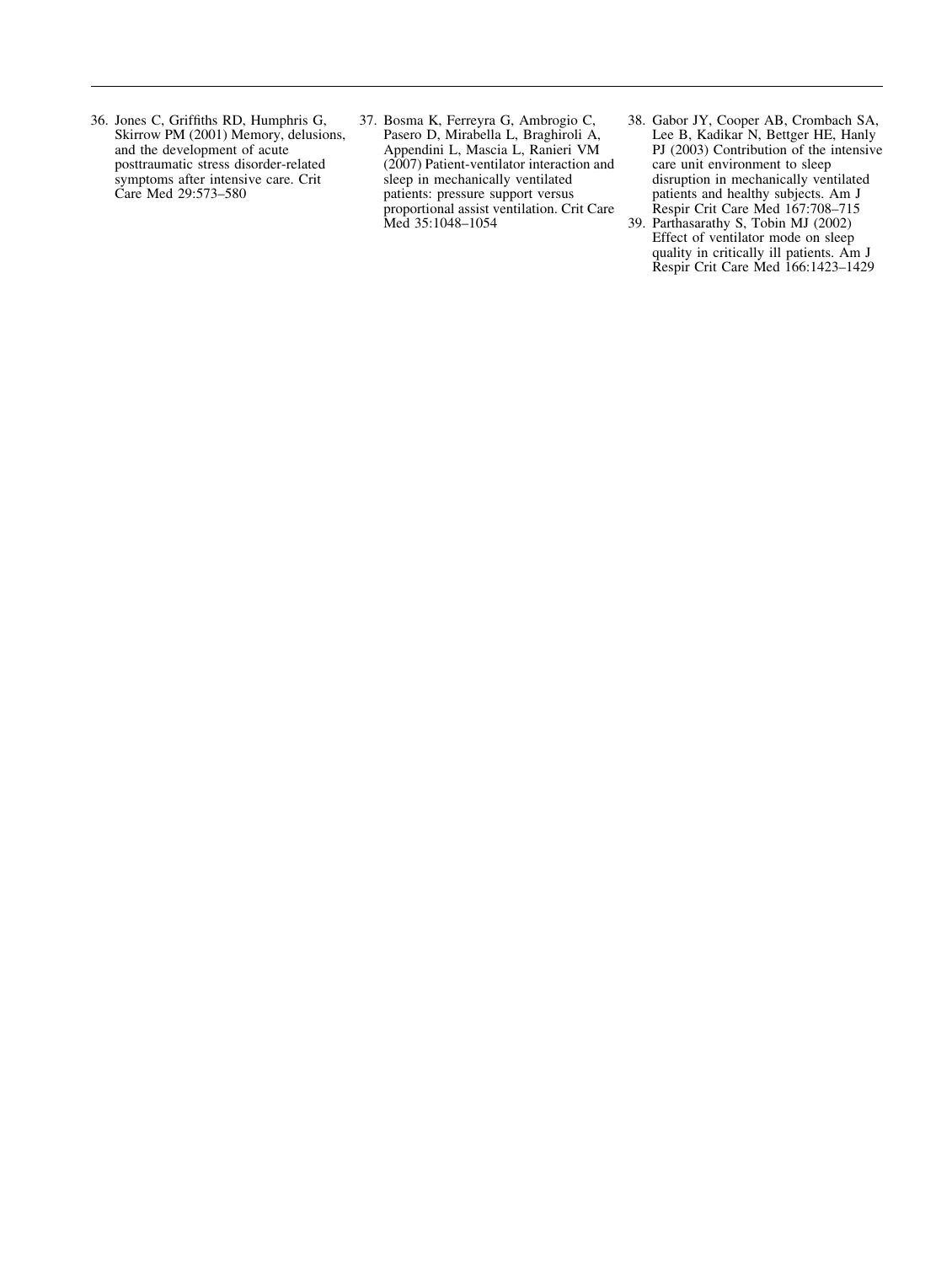36. Jones C, Griffiths RD, Humphris G, Skirrow PM (2001) Memory, delusions, and the development of acute posttraumatic stress disorder-related symptoms after intensive care. Crit Care Med 29:573–580
37. Bosma K, Ferreyra G, Ambrogio C, Pasero D, Mirabella L, Braghiroli A, Appendini L, Mascia L, Ranieri VM (2007) Patient-ventilator interaction and sleep in mechanically ventilated patients: pressure support versus proportional assist ventilation. Crit Care Med 35:1048–1054
38. Gabor JY, Cooper AB, Crombach SA, Lee B, Kadikar N, Bettger HE, Hanly PJ (2003) Contribution of the intensive care unit environment to sleep disruption in mechanically ventilated patients and healthy subjects. Am J Respir Crit Care Med 167:708–715
39. Parthasarathy S, Tobin MJ (2002) Effect of ventilator mode on sleep quality in critically ill patients. Am J Respir Crit Care Med 166:1423–1429